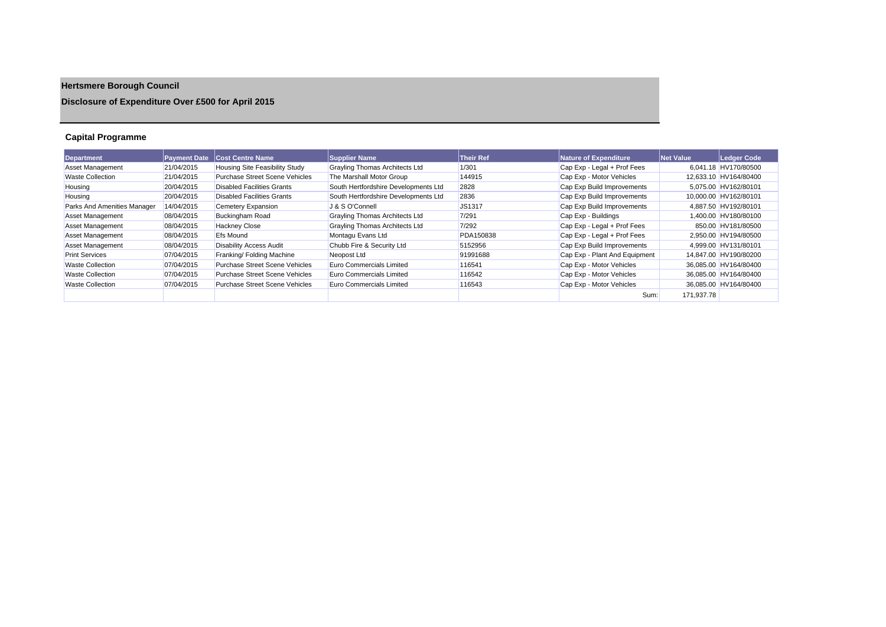# Hertsmere Borough Council

## Disclosure of Expenditure Over £500 for April 2015

### Capital Programme

| Department | Payment Date | Cost Centre Name | Supplier Name | Their Ref | Nature of Expenditure | Net Value | Ledger Code |
|---|---|---|---|---|---|---|---|
| Asset Management | 21/04/2015 | Housing Site Feasibility Study | Grayling Thomas Architects Ltd | 1/301 | Cap Exp - Legal + Prof Fees | 6,041.18 | HV170/80500 |
| Waste Collection | 21/04/2015 | Purchase Street Scene Vehicles | The Marshall Motor Group | 144915 | Cap Exp - Motor Vehicles | 12,633.10 | HV164/80400 |
| Housing | 20/04/2015 | Disabled Facilities Grants | South Hertfordshire Developments Ltd | 2828 | Cap Exp Build Improvements | 5,075.00 | HV162/80101 |
| Housing | 20/04/2015 | Disabled Facilities Grants | South Hertfordshire Developments Ltd | 2836 | Cap Exp Build Improvements | 10,000.00 | HV162/80101 |
| Parks And Amenities Manager | 14/04/2015 | Cemetery Expansion | J & S O'Connell | JS1317 | Cap Exp Build Improvements | 4,887.50 | HV192/80101 |
| Asset Management | 08/04/2015 | Buckingham Road | Grayling Thomas Architects Ltd | 7/291 | Cap Exp - Buildings | 1,400.00 | HV180/80100 |
| Asset Management | 08/04/2015 | Hackney Close | Grayling Thomas Architects Ltd | 7/292 | Cap Exp - Legal + Prof Fees | 850.00 | HV181/80500 |
| Asset Management | 08/04/2015 | Efs Mound | Montagu Evans Ltd | PDA150838 | Cap Exp - Legal + Prof Fees | 2,950.00 | HV194/80500 |
| Asset Management | 08/04/2015 | Disability Access Audit | Chubb Fire & Security Ltd | 5152956 | Cap Exp Build Improvements | 4,999.00 | HV131/80101 |
| Print Services | 07/04/2015 | Franking/ Folding Machine | Neopost Ltd | 91991688 | Cap Exp - Plant And Equipment | 14,847.00 | HV190/80200 |
| Waste Collection | 07/04/2015 | Purchase Street Scene Vehicles | Euro Commercials Limited | 116541 | Cap Exp - Motor Vehicles | 36,085.00 | HV164/80400 |
| Waste Collection | 07/04/2015 | Purchase Street Scene Vehicles | Euro Commercials Limited | 116542 | Cap Exp - Motor Vehicles | 36,085.00 | HV164/80400 |
| Waste Collection | 07/04/2015 | Purchase Street Scene Vehicles | Euro Commercials Limited | 116543 | Cap Exp - Motor Vehicles | 36,085.00 | HV164/80400 |
| | | | | | Sum: | 171,937.78 | |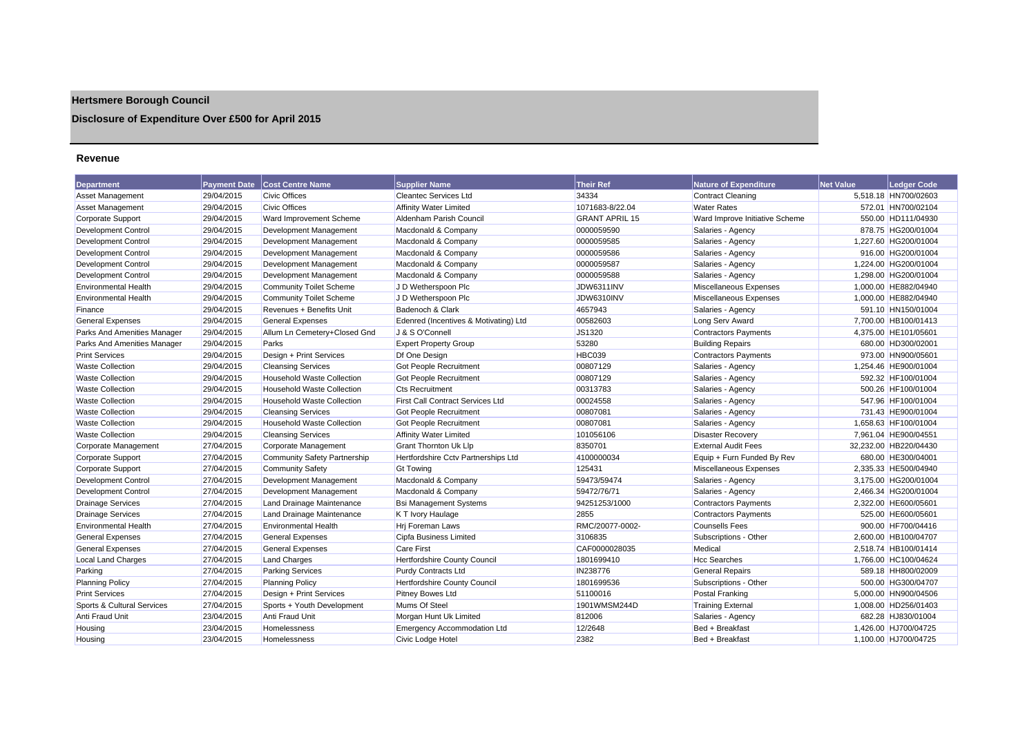# Hertsmere Borough Council

## Disclosure of Expenditure Over £500 for April 2015

### Revenue

| Department | Payment Date | Cost Centre Name | Supplier Name | Their Ref | Nature of Expenditure | Net Value | Ledger Code |
|---|---|---|---|---|---|---|---|
| Asset Management | 29/04/2015 | Civic Offices | Cleantec Services Ltd | 34334 | Contract Cleaning | 5,518.18 | HN700/02603 |
| Asset Management | 29/04/2015 | Civic Offices | Affinity Water Limited | 1071683-8/22.04 | Water Rates | 572.01 | HN700/02104 |
| Corporate Support | 29/04/2015 | Ward Improvement Scheme | Aldenham Parish Council | GRANT APRIL 15 | Ward Improve Initiative Scheme | 550.00 | HD111/04930 |
| Development Control | 29/04/2015 | Development Management | Macdonald & Company | 0000059590 | Salaries - Agency | 878.75 | HG200/01004 |
| Development Control | 29/04/2015 | Development Management | Macdonald & Company | 0000059585 | Salaries - Agency | 1,227.60 | HG200/01004 |
| Development Control | 29/04/2015 | Development Management | Macdonald & Company | 0000059586 | Salaries - Agency | 916.00 | HG200/01004 |
| Development Control | 29/04/2015 | Development Management | Macdonald & Company | 0000059587 | Salaries - Agency | 1,224.00 | HG200/01004 |
| Development Control | 29/04/2015 | Development Management | Macdonald & Company | 0000059588 | Salaries - Agency | 1,298.00 | HG200/01004 |
| Environmental Health | 29/04/2015 | Community Toilet Scheme | J D Wetherspoon Plc | JDW6311INV | Miscellaneous Expenses | 1,000.00 | HE882/04940 |
| Environmental Health | 29/04/2015 | Community Toilet Scheme | J D Wetherspoon Plc | JDW6310INV | Miscellaneous Expenses | 1,000.00 | HE882/04940 |
| Finance | 29/04/2015 | Revenues + Benefits Unit | Badenoch & Clark | 4657943 | Salaries - Agency | 591.10 | HN150/01004 |
| General Expenses | 29/04/2015 | General Expenses | Edenred (Incentives & Motivating) Ltd | 00582603 | Long Serv Award | 7,700.00 | HB100/01413 |
| Parks And Amenities Manager | 29/04/2015 | Allum Ln Cemetery+Closed Gnd | J & S O'Connell | JS1320 | Contractors Payments | 4,375.00 | HE101/05601 |
| Parks And Amenities Manager | 29/04/2015 | Parks | Expert Property Group | 53280 | Building Repairs | 680.00 | HD300/02001 |
| Print Services | 29/04/2015 | Design + Print Services | Df One Design | HBC039 | Contractors Payments | 973.00 | HN900/05601 |
| Waste Collection | 29/04/2015 | Cleansing Services | Got People Recruitment | 00807129 | Salaries - Agency | 1,254.46 | HE900/01004 |
| Waste Collection | 29/04/2015 | Household Waste Collection | Got People Recruitment | 00807129 | Salaries - Agency | 592.32 | HF100/01004 |
| Waste Collection | 29/04/2015 | Household Waste Collection | Cts Recruitment | 00313783 | Salaries - Agency | 500.26 | HF100/01004 |
| Waste Collection | 29/04/2015 | Household Waste Collection | First Call Contract Services Ltd | 00024558 | Salaries - Agency | 547.96 | HF100/01004 |
| Waste Collection | 29/04/2015 | Cleansing Services | Got People Recruitment | 00807081 | Salaries - Agency | 731.43 | HE900/01004 |
| Waste Collection | 29/04/2015 | Household Waste Collection | Got People Recruitment | 00807081 | Salaries - Agency | 1,658.63 | HF100/01004 |
| Waste Collection | 29/04/2015 | Cleansing Services | Affinity Water Limited | 101056106 | Disaster Recovery | 7,961.04 | HE900/04551 |
| Corporate Management | 27/04/2015 | Corporate Management | Grant Thornton Uk Llp | 8350701 | External Audit Fees | 32,232.00 | HB220/04430 |
| Corporate Support | 27/04/2015 | Community Safety Partnership | Hertfordshire Cctv Partnerships Ltd | 4100000034 | Equip + Furn Funded By Rev | 680.00 | HE300/04001 |
| Corporate Support | 27/04/2015 | Community Safety | Gt Towing | 125431 | Miscellaneous Expenses | 2,335.33 | HE500/04940 |
| Development Control | 27/04/2015 | Development Management | Macdonald & Company | 59473/59474 | Salaries - Agency | 3,175.00 | HG200/01004 |
| Development Control | 27/04/2015 | Development Management | Macdonald & Company | 59472/76/71 | Salaries - Agency | 2,466.34 | HG200/01004 |
| Drainage Services | 27/04/2015 | Land Drainage Maintenance | Bsi Management Systems | 94251253/1000 | Contractors Payments | 2,322.00 | HE600/05601 |
| Drainage Services | 27/04/2015 | Land Drainage Maintenance | K T Ivory Haulage | 2855 | Contractors Payments | 525.00 | HE600/05601 |
| Environmental Health | 27/04/2015 | Environmental Health | Hrj Foreman Laws | RMC/20077-0002- | Counsells Fees | 900.00 | HF700/04416 |
| General Expenses | 27/04/2015 | General Expenses | Cipfa Business Limited | 3106835 | Subscriptions - Other | 2,600.00 | HB100/04707 |
| General Expenses | 27/04/2015 | General Expenses | Care First | CAF0000028035 | Medical | 2,518.74 | HB100/01414 |
| Local Land Charges | 27/04/2015 | Land Charges | Hertfordshire County Council | 1801699410 | Hcc Searches | 1,766.00 | HC100/04624 |
| Parking | 27/04/2015 | Parking Services | Purdy Contracts Ltd | IN238776 | General Repairs | 589.18 | HH800/02009 |
| Planning Policy | 27/04/2015 | Planning Policy | Hertfordshire County Council | 1801699536 | Subscriptions - Other | 500.00 | HG300/04707 |
| Print Services | 27/04/2015 | Design + Print Services | Pitney Bowes Ltd | 51100016 | Postal Franking | 5,000.00 | HN900/04506 |
| Sports & Cultural Services | 27/04/2015 | Sports + Youth Development | Mums Of Steel | 1901WMSM244D | Training External | 1,008.00 | HD256/01403 |
| Anti Fraud Unit | 23/04/2015 | Anti Fraud Unit | Morgan Hunt Uk Limited | 812006 | Salaries - Agency | 682.28 | HJ830/01004 |
| Housing | 23/04/2015 | Homelessness | Emergency Accommodation Ltd | 12/2648 | Bed + Breakfast | 1,426.00 | HJ700/04725 |
| Housing | 23/04/2015 | Homelessness | Civic Lodge Hotel | 2382 | Bed + Breakfast | 1,100.00 | HJ700/04725 |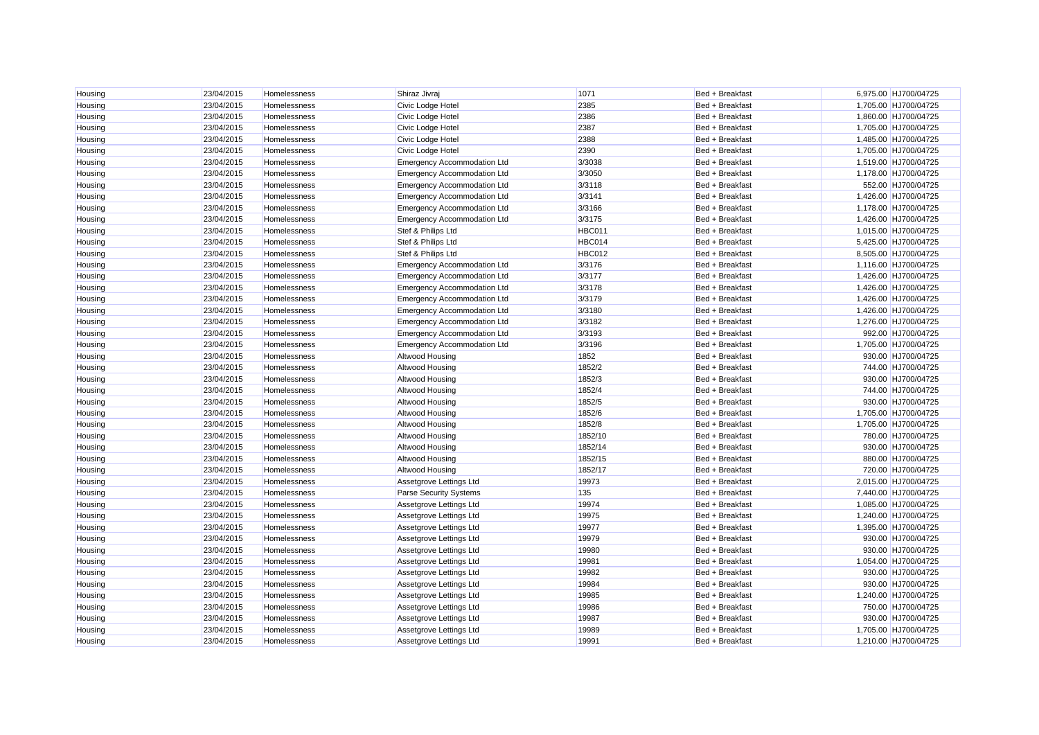| Housing | 23/04/2015 | Homelessness | Shiraz Jivraj | 1071 | Bed + Breakfast | 6,975.00 | HJ700/04725 |
|---|---|---|---|---|---|---|---|
| Housing | 23/04/2015 | Homelessness | Civic Lodge Hotel | 2385 | Bed + Breakfast | 1,705.00 | HJ700/04725 |
| Housing | 23/04/2015 | Homelessness | Civic Lodge Hotel | 2386 | Bed + Breakfast | 1,860.00 | HJ700/04725 |
| Housing | 23/04/2015 | Homelessness | Civic Lodge Hotel | 2387 | Bed + Breakfast | 1,705.00 | HJ700/04725 |
| Housing | 23/04/2015 | Homelessness | Civic Lodge Hotel | 2388 | Bed + Breakfast | 1,485.00 | HJ700/04725 |
| Housing | 23/04/2015 | Homelessness | Civic Lodge Hotel | 2390 | Bed + Breakfast | 1,705.00 | HJ700/04725 |
| Housing | 23/04/2015 | Homelessness | Emergency Accommodation Ltd | 3/3038 | Bed + Breakfast | 1,519.00 | HJ700/04725 |
| Housing | 23/04/2015 | Homelessness | Emergency Accommodation Ltd | 3/3050 | Bed + Breakfast | 1,178.00 | HJ700/04725 |
| Housing | 23/04/2015 | Homelessness | Emergency Accommodation Ltd | 3/3118 | Bed + Breakfast | 552.00 | HJ700/04725 |
| Housing | 23/04/2015 | Homelessness | Emergency Accommodation Ltd | 3/3141 | Bed + Breakfast | 1,426.00 | HJ700/04725 |
| Housing | 23/04/2015 | Homelessness | Emergency Accommodation Ltd | 3/3166 | Bed + Breakfast | 1,178.00 | HJ700/04725 |
| Housing | 23/04/2015 | Homelessness | Emergency Accommodation Ltd | 3/3175 | Bed + Breakfast | 1,426.00 | HJ700/04725 |
| Housing | 23/04/2015 | Homelessness | Stef & Philips Ltd | HBC011 | Bed + Breakfast | 1,015.00 | HJ700/04725 |
| Housing | 23/04/2015 | Homelessness | Stef & Philips Ltd | HBC014 | Bed + Breakfast | 5,425.00 | HJ700/04725 |
| Housing | 23/04/2015 | Homelessness | Stef & Philips Ltd | HBC012 | Bed + Breakfast | 8,505.00 | HJ700/04725 |
| Housing | 23/04/2015 | Homelessness | Emergency Accommodation Ltd | 3/3176 | Bed + Breakfast | 1,116.00 | HJ700/04725 |
| Housing | 23/04/2015 | Homelessness | Emergency Accommodation Ltd | 3/3177 | Bed + Breakfast | 1,426.00 | HJ700/04725 |
| Housing | 23/04/2015 | Homelessness | Emergency Accommodation Ltd | 3/3178 | Bed + Breakfast | 1,426.00 | HJ700/04725 |
| Housing | 23/04/2015 | Homelessness | Emergency Accommodation Ltd | 3/3179 | Bed + Breakfast | 1,426.00 | HJ700/04725 |
| Housing | 23/04/2015 | Homelessness | Emergency Accommodation Ltd | 3/3180 | Bed + Breakfast | 1,426.00 | HJ700/04725 |
| Housing | 23/04/2015 | Homelessness | Emergency Accommodation Ltd | 3/3182 | Bed + Breakfast | 1,276.00 | HJ700/04725 |
| Housing | 23/04/2015 | Homelessness | Emergency Accommodation Ltd | 3/3193 | Bed + Breakfast | 992.00 | HJ700/04725 |
| Housing | 23/04/2015 | Homelessness | Emergency Accommodation Ltd | 3/3196 | Bed + Breakfast | 1,705.00 | HJ700/04725 |
| Housing | 23/04/2015 | Homelessness | Altwood Housing | 1852 | Bed + Breakfast | 930.00 | HJ700/04725 |
| Housing | 23/04/2015 | Homelessness | Altwood Housing | 1852/2 | Bed + Breakfast | 744.00 | HJ700/04725 |
| Housing | 23/04/2015 | Homelessness | Altwood Housing | 1852/3 | Bed + Breakfast | 930.00 | HJ700/04725 |
| Housing | 23/04/2015 | Homelessness | Altwood Housing | 1852/4 | Bed + Breakfast | 744.00 | HJ700/04725 |
| Housing | 23/04/2015 | Homelessness | Altwood Housing | 1852/5 | Bed + Breakfast | 930.00 | HJ700/04725 |
| Housing | 23/04/2015 | Homelessness | Altwood Housing | 1852/6 | Bed + Breakfast | 1,705.00 | HJ700/04725 |
| Housing | 23/04/2015 | Homelessness | Altwood Housing | 1852/8 | Bed + Breakfast | 1,705.00 | HJ700/04725 |
| Housing | 23/04/2015 | Homelessness | Altwood Housing | 1852/10 | Bed + Breakfast | 780.00 | HJ700/04725 |
| Housing | 23/04/2015 | Homelessness | Altwood Housing | 1852/14 | Bed + Breakfast | 930.00 | HJ700/04725 |
| Housing | 23/04/2015 | Homelessness | Altwood Housing | 1852/15 | Bed + Breakfast | 880.00 | HJ700/04725 |
| Housing | 23/04/2015 | Homelessness | Altwood Housing | 1852/17 | Bed + Breakfast | 720.00 | HJ700/04725 |
| Housing | 23/04/2015 | Homelessness | Assetgrove Lettings Ltd | 19973 | Bed + Breakfast | 2,015.00 | HJ700/04725 |
| Housing | 23/04/2015 | Homelessness | Parse Security Systems | 135 | Bed + Breakfast | 7,440.00 | HJ700/04725 |
| Housing | 23/04/2015 | Homelessness | Assetgrove Lettings Ltd | 19974 | Bed + Breakfast | 1,085.00 | HJ700/04725 |
| Housing | 23/04/2015 | Homelessness | Assetgrove Lettings Ltd | 19975 | Bed + Breakfast | 1,240.00 | HJ700/04725 |
| Housing | 23/04/2015 | Homelessness | Assetgrove Lettings Ltd | 19977 | Bed + Breakfast | 1,395.00 | HJ700/04725 |
| Housing | 23/04/2015 | Homelessness | Assetgrove Lettings Ltd | 19979 | Bed + Breakfast | 930.00 | HJ700/04725 |
| Housing | 23/04/2015 | Homelessness | Assetgrove Lettings Ltd | 19980 | Bed + Breakfast | 930.00 | HJ700/04725 |
| Housing | 23/04/2015 | Homelessness | Assetgrove Lettings Ltd | 19981 | Bed + Breakfast | 1,054.00 | HJ700/04725 |
| Housing | 23/04/2015 | Homelessness | Assetgrove Lettings Ltd | 19982 | Bed + Breakfast | 930.00 | HJ700/04725 |
| Housing | 23/04/2015 | Homelessness | Assetgrove Lettings Ltd | 19984 | Bed + Breakfast | 930.00 | HJ700/04725 |
| Housing | 23/04/2015 | Homelessness | Assetgrove Lettings Ltd | 19985 | Bed + Breakfast | 1,240.00 | HJ700/04725 |
| Housing | 23/04/2015 | Homelessness | Assetgrove Lettings Ltd | 19986 | Bed + Breakfast | 750.00 | HJ700/04725 |
| Housing | 23/04/2015 | Homelessness | Assetgrove Lettings Ltd | 19987 | Bed + Breakfast | 930.00 | HJ700/04725 |
| Housing | 23/04/2015 | Homelessness | Assetgrove Lettings Ltd | 19989 | Bed + Breakfast | 1,705.00 | HJ700/04725 |
| Housing | 23/04/2015 | Homelessness | Assetgrove Lettings Ltd | 19991 | Bed + Breakfast | 1,210.00 | HJ700/04725 |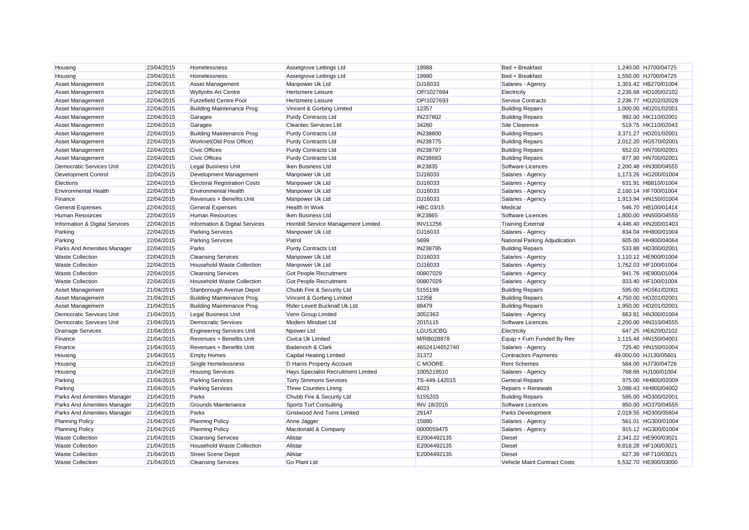| Housing | 23/04/2015 | Homelessness | Assetgrove Lettings Ltd | 19988 | Bed + Breakfast | 1,240.00 | HJ700/04725 |
|---|---|---|---|---|---|---|---|
| Housing | 23/04/2015 | Homelessness | Assetgrove Lettings Ltd | 19990 | Bed + Breakfast | 1,550.00 | HJ700/04725 |
| Asset Management | 22/04/2015 | Asset Management | Manpower Uk Ltd | DJ16033 | Salaries - Agency | 1,301.42 | HB270/01004 |
| Asset Management | 22/04/2015 | Wyllyotts Art Centre | Hertsmere Leisure | OP/1027694 | Electricity | 2,236.68 | HD100/02102 |
| Asset Management | 22/04/2015 | Furzefield Centre Pool | Hertsmere Leisure | OP/1027693 | Service Contracts | 2,236.77 | HD202/02028 |
| Asset Management | 22/04/2015 | Building Maintenance Prog | Vincent & Gorbing Limited | 12357 | Building Repairs | 1,000.00 | HD201/02001 |
| Asset Management | 22/04/2015 | Garages | Purdy Contracts Ltd | IN237802 | Building Repairs | 992.00 | HK110/02001 |
| Asset Management | 22/04/2015 | Garages | Cleantec Services Ltd | 34260 | Site Clearence | 519.75 | HK110/02043 |
| Asset Management | 22/04/2015 | Building Maintenance Prog | Purdy Contracts Ltd | IN238800 | Building Repairs | 3,371.27 | HD201/02001 |
| Asset Management | 22/04/2015 | Worknet(Old Post Office) | Purdy Contracts Ltd | IN238775 | Building Repairs | 2,012.20 | HG570/02001 |
| Asset Management | 22/04/2015 | Civic Offices | Purdy Contracts Ltd | IN238797 | Building Repairs | 652.03 | HN700/02001 |
| Asset Management | 22/04/2015 | Civic Offices | Purdy Contracts Ltd | IN238683 | Building Repairs | 877.90 | HN700/02001 |
| Democratic Services Unit | 22/04/2015 | Legal Business Unit | Iken Business Ltd | IK23835 | Software Licences | 2,200.48 | HN300/04555 |
| Development Control | 22/04/2015 | Development Management | Manpower Uk Ltd | DJ16033 | Salaries - Agency | 1,173.26 | HG200/01004 |
| Elections | 22/04/2015 | Electoral Registration Costs | Manpower Uk Ltd | DJ16033 | Salaries - Agency | 631.91 | HB810/01004 |
| Environmental Health | 22/04/2015 | Environmental Health | Manpower Uk Ltd | DJ16033 | Salaries - Agency | 2,160.14 | HF700/01004 |
| Finance | 22/04/2015 | Revenues + Benefits Unit | Manpower Uk Ltd | DJ16033 | Salaries - Agency | 1,913.94 | HN150/01004 |
| General Expenses | 22/04/2015 | General Expenses | Health In Work | HBC 03/15 | Medical | 546.70 | HB100/01414 |
| Human Resources | 22/04/2015 | Human Resources | Iken Business Ltd | IK23865 | Software Licences | 1,800.00 | HN500/04555 |
| Information & Digital Services | 22/04/2015 | Information & Digital Services | Hornbill Service Management Limited | INV11256 | Training External | 4,446.40 | HN200/01403 |
| Parking | 22/04/2015 | Parking Services | Manpower Uk Ltd | DJ16033 | Salaries - Agency | 834.04 | HH800/01004 |
| Parking | 22/04/2015 | Parking Services | Patrol | 5699 | National Parking Adjudication | 605.00 | HH800/04064 |
| Parks And Amenities Manager | 22/04/2015 | Parks | Purdy Contracts Ltd | IN238795 | Building Repairs | 533.88 | HD300/02001 |
| Waste Collection | 22/04/2015 | Cleansing Services | Manpower Uk Ltd | DJ16033 | Salaries - Agency | 1,110.12 | HE900/01004 |
| Waste Collection | 22/04/2015 | Household Waste Collection | Manpower Uk Ltd | DJ16033 | Salaries - Agency | 1,762.03 | HF100/01004 |
| Waste Collection | 22/04/2015 | Cleansing Services | Got People Recruitment | 00807029 | Salaries - Agency | 941.76 | HE900/01004 |
| Waste Collection | 22/04/2015 | Household Waste Collection | Got People Recruitment | 00807029 | Salaries - Agency | 933.40 | HF100/01004 |
| Asset Management | 21/04/2015 | Stanborough Avenue Depot | Chubb Fire & Security Ltd | 5155199 | Building Repairs | 595.00 | HG561/02001 |
| Asset Management | 21/04/2015 | Building Maintenance Prog | Vincent & Gorbing Limited | 12356 | Building Repairs | 4,750.00 | HD201/02001 |
| Asset Management | 21/04/2015 | Building Maintenance Prog | Rider Levett Bucknall Uk Ltd | 88479 | Building Repairs | 1,950.00 | HD201/02001 |
| Democratic Services Unit | 21/04/2015 | Legal Business Unit | Venn Group Limited | 3052363 | Salaries - Agency | 663.81 | HN300/01004 |
| Democratic Services Unit | 21/04/2015 | Democratic Services | Modern Mindset Ltd | 2015115 | Software Licences | 2,200.00 | HN310/04555 |
| Drainage Services | 21/04/2015 | Engineering Services Unit | Npower Ltd | LGUSJCBG | Electricity | 647.25 | HE620/02102 |
| Finance | 21/04/2015 | Revenues + Benefits Unit | Civica Uk Limited | M/RB028878 | Equip + Furn Funded By Rev | 1,115.48 | HN150/04001 |
| Finance | 21/04/2015 | Revenues + Benefits Unit | Badenoch & Clark | 465241/4652740 | Salaries - Agency | 725.40 | HN150/01004 |
| Housing | 21/04/2015 | Empty Homes | Capital Heating Limited | 31372 | Contractors Payments | 49,000.00 | HJ130/05601 |
| Housing | 21/04/2015 | Single Homelessness | D Harris Property Account | C MOORE | Rent Schemes | 584.00 | HJ730/04726 |
| Housing | 21/04/2015 | Housing Services | Hays Specialist Recruitment Limited | 1005219510 | Salaries - Agency | 768.66 | HJ100/01004 |
| Parking | 21/04/2015 | Parking Services | Tony Simmons Services | TS-449-142015 | General Repairs | 975.00 | HH800/02009 |
| Parking | 21/04/2015 | Parking Services | Three Counties Lining | 4023 | Repairs + Renewals | 3,098.43 | HH800/04002 |
| Parks And Amenities Manager | 21/04/2015 | Parks | Chubb Fire & Security Ltd | 5155203 | Building Repairs | 595.00 | HD300/02001 |
| Parks And Amenities Manager | 21/04/2015 | Grounds Maintenance | Sports Turf Consulting | INV 18/2015 | Software Licences | 850.00 | HD370/04555 |
| Parks And Amenities Manager | 21/04/2015 | Parks | Gristwood And Toms Limited | 29147 | Parks Development | 2,019.55 | HD300/05604 |
| Planning Policy | 21/04/2015 | Planning Policy | Anne Jagger | 15880 | Salaries - Agency | 561.01 | HG300/01004 |
| Planning Policy | 21/04/2015 | Planning Policy | Macdonald & Company | 0000059475 | Salaries - Agency | 915.12 | HG300/01004 |
| Waste Collection | 21/04/2015 | Cleansing Services | Allstar | E2004492135 | Diesel | 2,341.22 | HE900/03021 |
| Waste Collection | 21/04/2015 | Household Waste Collection | Allstar | E2004492135 | Diesel | 9,818.28 | HF100/03021 |
| Waste Collection | 21/04/2015 | Street Scene Depot | Allstar | E2004492135 | Diesel | 627.39 | HF710/03021 |
| Waste Collection | 21/04/2015 | Cleansing Services | Go Plant Ltd | | Vehicle Maint Contract Costs | 5,532.70 | HE900/03000 |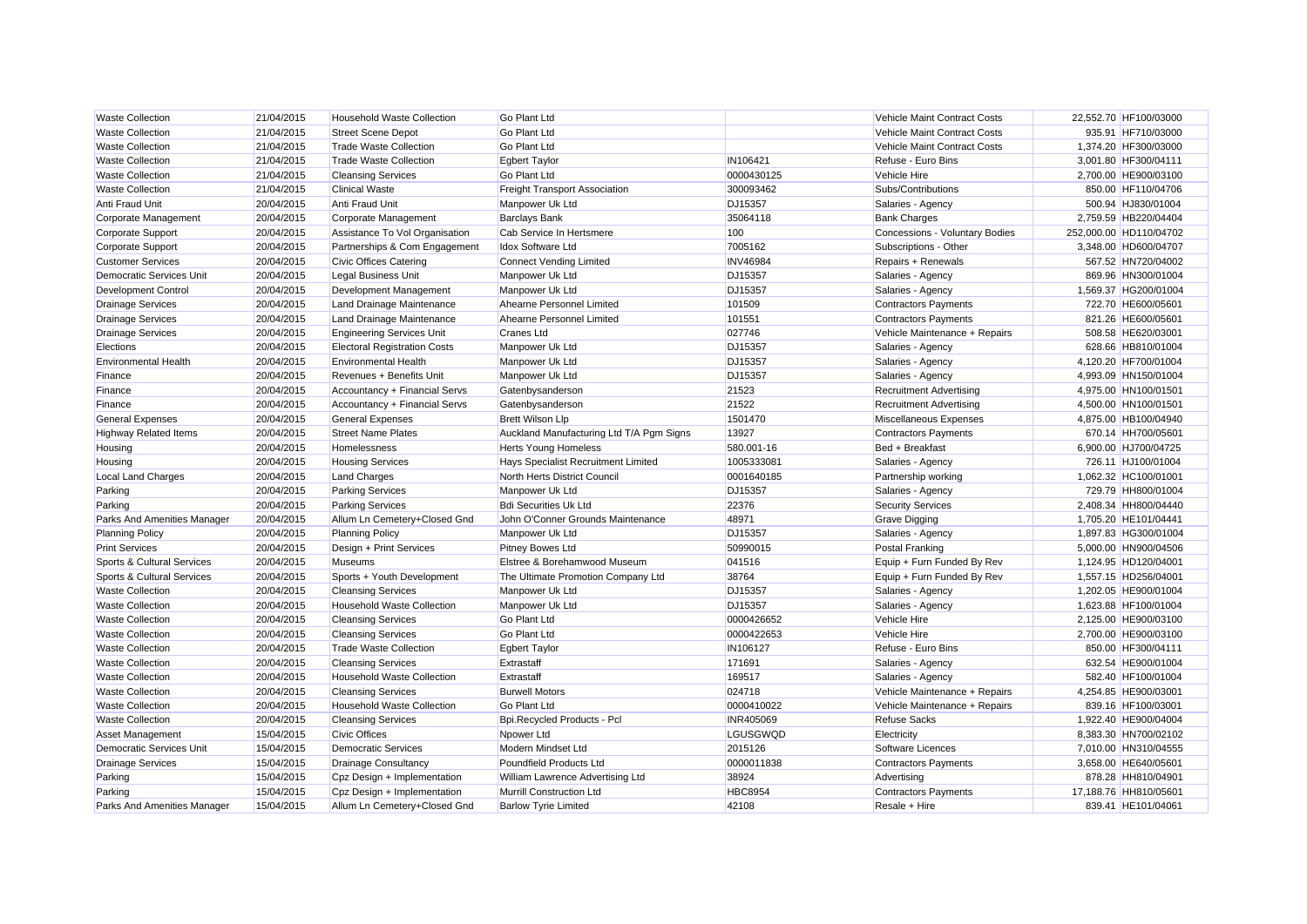| Waste Collection | 21/04/2015 | Household Waste Collection | Go Plant Ltd | | Vehicle Maint Contract Costs | 22,552.70 | HF100/03000 |
|---|---|---|---|---|---|---|---|
| Waste Collection | 21/04/2015 | Street Scene Depot | Go Plant Ltd | | Vehicle Maint Contract Costs | 935.91 | HF710/03000 |
| Waste Collection | 21/04/2015 | Trade Waste Collection | Go Plant Ltd | | Vehicle Maint Contract Costs | 1,374.20 | HF300/03000 |
| Waste Collection | 21/04/2015 | Trade Waste Collection | Egbert Taylor | IN106421 | Refuse - Euro Bins | 3,001.80 | HF300/04111 |
| Waste Collection | 21/04/2015 | Cleansing Services | Go Plant Ltd | 0000430125 | Vehicle Hire | 2,700.00 | HE900/03100 |
| Waste Collection | 21/04/2015 | Clinical Waste | Freight Transport Association | 300093462 | Subs/Contributions | 850.00 | HF110/04706 |
| Anti Fraud Unit | 20/04/2015 | Anti Fraud Unit | Manpower Uk Ltd | DJ15357 | Salaries - Agency | 500.94 | HJ830/01004 |
| Corporate Management | 20/04/2015 | Corporate Management | Barclays Bank | 35064118 | Bank Charges | 2,759.59 | HB220/04404 |
| Corporate Support | 20/04/2015 | Assistance To Vol Organisation | Cab Service In Hertsmere | 100 | Concessions - Voluntary Bodies | 252,000.00 | HD110/04702 |
| Corporate Support | 20/04/2015 | Partnerships & Com Engagement | Idox Software Ltd | 7005162 | Subscriptions - Other | 3,348.00 | HD600/04707 |
| Customer Services | 20/04/2015 | Civic Offices Catering | Connect Vending Limited | INV46984 | Repairs + Renewals | 567.52 | HN720/04002 |
| Democratic Services Unit | 20/04/2015 | Legal Business Unit | Manpower Uk Ltd | DJ15357 | Salaries - Agency | 869.96 | HN300/01004 |
| Development Control | 20/04/2015 | Development Management | Manpower Uk Ltd | DJ15357 | Salaries - Agency | 1,569.37 | HG200/01004 |
| Drainage Services | 20/04/2015 | Land Drainage Maintenance | Ahearne Personnel Limited | 101509 | Contractors Payments | 722.70 | HE600/05601 |
| Drainage Services | 20/04/2015 | Land Drainage Maintenance | Ahearne Personnel Limited | 101551 | Contractors Payments | 821.26 | HE600/05601 |
| Drainage Services | 20/04/2015 | Engineering Services Unit | Cranes Ltd | 027746 | Vehicle Maintenance + Repairs | 508.58 | HE620/03001 |
| Elections | 20/04/2015 | Electoral Registration Costs | Manpower Uk Ltd | DJ15357 | Salaries - Agency | 628.66 | HB810/01004 |
| Environmental Health | 20/04/2015 | Environmental Health | Manpower Uk Ltd | DJ15357 | Salaries - Agency | 4,120.20 | HF700/01004 |
| Finance | 20/04/2015 | Revenues + Benefits Unit | Manpower Uk Ltd | DJ15357 | Salaries - Agency | 4,993.09 | HN150/01004 |
| Finance | 20/04/2015 | Accountancy + Financial Servs | Gatenbysanderson | 21523 | Recruitment Advertising | 4,975.00 | HN100/01501 |
| Finance | 20/04/2015 | Accountancy + Financial Servs | Gatenbysanderson | 21522 | Recruitment Advertising | 4,500.00 | HN100/01501 |
| General Expenses | 20/04/2015 | General Expenses | Brett Wilson Llp | 1501470 | Miscellaneous Expenses | 4,875.00 | HB100/04940 |
| Highway Related Items | 20/04/2015 | Street Name Plates | Auckland Manufacturing Ltd T/A Pgm Signs | 13927 | Contractors Payments | 670.14 | HH700/05601 |
| Housing | 20/04/2015 | Homelessness | Herts Young Homeless | 580.001-16 | Bed + Breakfast | 6,900.00 | HJ700/04725 |
| Housing | 20/04/2015 | Housing Services | Hays Specialist Recruitment Limited | 1005333081 | Salaries - Agency | 726.11 | HJ100/01004 |
| Local Land Charges | 20/04/2015 | Land Charges | North Herts District Council | 0001640185 | Partnership working | 1,062.32 | HC100/01001 |
| Parking | 20/04/2015 | Parking Services | Manpower Uk Ltd | DJ15357 | Salaries - Agency | 729.79 | HH800/01004 |
| Parking | 20/04/2015 | Parking Services | Bdi Securities Uk Ltd | 22376 | Security Services | 2,408.34 | HH800/04440 |
| Parks And Amenities Manager | 20/04/2015 | Allum Ln Cemetery+Closed Gnd | John O'Conner Grounds Maintenance | 48971 | Grave Digging | 1,705.20 | HE101/04441 |
| Planning Policy | 20/04/2015 | Planning Policy | Manpower Uk Ltd | DJ15357 | Salaries - Agency | 1,897.83 | HG300/01004 |
| Print Services | 20/04/2015 | Design + Print Services | Pitney Bowes Ltd | 50990015 | Postal Franking | 5,000.00 | HN900/04506 |
| Sports & Cultural Services | 20/04/2015 | Museums | Elstree & Borehamwood Museum | 041516 | Equip + Furn Funded By Rev | 1,124.95 | HD120/04001 |
| Sports & Cultural Services | 20/04/2015 | Sports + Youth Development | The Ultimate Promotion Company Ltd | 38764 | Equip + Furn Funded By Rev | 1,557.15 | HD256/04001 |
| Waste Collection | 20/04/2015 | Cleansing Services | Manpower Uk Ltd | DJ15357 | Salaries - Agency | 1,202.05 | HE900/01004 |
| Waste Collection | 20/04/2015 | Household Waste Collection | Manpower Uk Ltd | DJ15357 | Salaries - Agency | 1,623.88 | HF100/01004 |
| Waste Collection | 20/04/2015 | Cleansing Services | Go Plant Ltd | 0000426652 | Vehicle Hire | 2,125.00 | HE900/03100 |
| Waste Collection | 20/04/2015 | Cleansing Services | Go Plant Ltd | 0000422653 | Vehicle Hire | 2,700.00 | HE900/03100 |
| Waste Collection | 20/04/2015 | Trade Waste Collection | Egbert Taylor | IN106127 | Refuse - Euro Bins | 850.00 | HF300/04111 |
| Waste Collection | 20/04/2015 | Cleansing Services | Extrastaff | 171691 | Salaries - Agency | 632.54 | HE900/01004 |
| Waste Collection | 20/04/2015 | Household Waste Collection | Extrastaff | 169517 | Salaries - Agency | 582.40 | HF100/01004 |
| Waste Collection | 20/04/2015 | Cleansing Services | Burwell Motors | 024718 | Vehicle Maintenance + Repairs | 4,254.85 | HE900/03001 |
| Waste Collection | 20/04/2015 | Household Waste Collection | Go Plant Ltd | 0000410022 | Vehicle Maintenance + Repairs | 839.16 | HF100/03001 |
| Waste Collection | 20/04/2015 | Cleansing Services | Bpi.Recycled Products - Pcl | INR405069 | Refuse Sacks | 1,922.40 | HE900/04004 |
| Asset Management | 15/04/2015 | Civic Offices | Npower Ltd | LGUSGWQD | Electricity | 8,383.30 | HN700/02102 |
| Democratic Services Unit | 15/04/2015 | Democratic Services | Modern Mindset Ltd | 2015126 | Software Licences | 7,010.00 | HN310/04555 |
| Drainage Services | 15/04/2015 | Drainage Consultancy | Poundfield Products Ltd | 0000011838 | Contractors Payments | 3,658.00 | HE640/05601 |
| Parking | 15/04/2015 | Cpz Design + Implementation | William Lawrence Advertising Ltd | 38924 | Advertising | 878.28 | HH810/04901 |
| Parking | 15/04/2015 | Cpz Design + Implementation | Murrill Construction Ltd | HBC8954 | Contractors Payments | 17,188.76 | HH810/05601 |
| Parks And Amenities Manager | 15/04/2015 | Allum Ln Cemetery+Closed Gnd | Barlow Tyrie Limited | 42108 | Resale + Hire | 839.41 | HE101/04061 |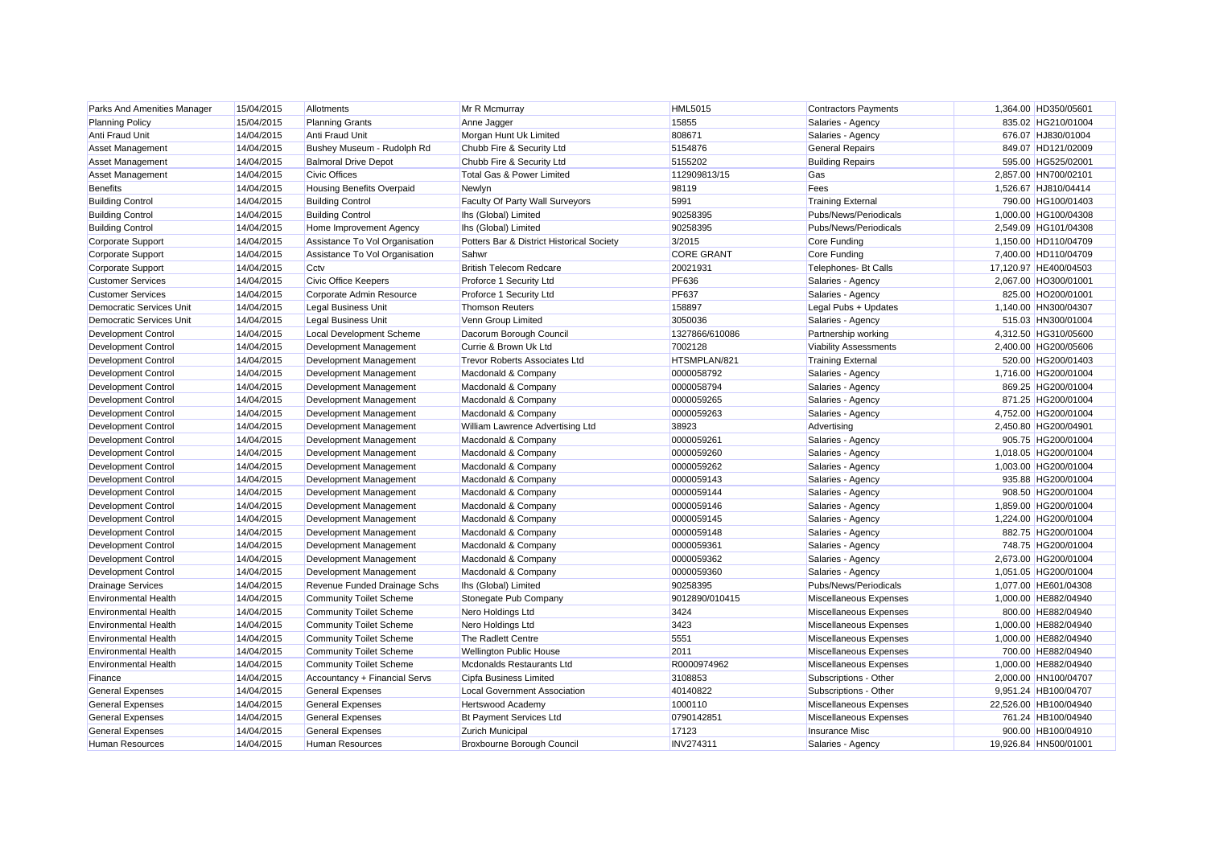| Parks And Amenities Manager | 15/04/2015 | Allotments | Mr R Mcmurray | HML5015 | Contractors Payments | 1,364.00 | HD350/05601 |
|---|---|---|---|---|---|---|---|
| Planning Policy | 15/04/2015 | Planning Grants | Anne Jagger | 15855 | Salaries - Agency | 835.02 | HG210/01004 |
| Anti Fraud Unit | 14/04/2015 | Anti Fraud Unit | Morgan Hunt Uk Limited | 808671 | Salaries - Agency | 676.07 | HJ830/01004 |
| Asset Management | 14/04/2015 | Bushey Museum - Rudolph Rd | Chubb Fire & Security Ltd | 5154876 | General Repairs | 849.07 | HD121/02009 |
| Asset Management | 14/04/2015 | Balmoral Drive Depot | Chubb Fire & Security Ltd | 5155202 | Building Repairs | 595.00 | HG525/02001 |
| Asset Management | 14/04/2015 | Civic Offices | Total Gas & Power Limited | 112909813/15 | Gas | 2,857.00 | HN700/02101 |
| Benefits | 14/04/2015 | Housing Benefits Overpaid | Newlyn | 98119 | Fees | 1,526.67 | HJ810/04414 |
| Building Control | 14/04/2015 | Building Control | Faculty Of Party Wall Surveyors | 5991 | Training External | 790.00 | HG100/01403 |
| Building Control | 14/04/2015 | Building Control | Ihs (Global) Limited | 90258395 | Pubs/News/Periodicals | 1,000.00 | HG100/04308 |
| Building Control | 14/04/2015 | Home Improvement Agency | Ihs (Global) Limited | 90258395 | Pubs/News/Periodicals | 2,549.09 | HG101/04308 |
| Corporate Support | 14/04/2015 | Assistance To Vol Organisation | Potters Bar & District Historical Society | 3/2015 | Core Funding | 1,150.00 | HD110/04709 |
| Corporate Support | 14/04/2015 | Assistance To Vol Organisation | Sahwr | CORE GRANT | Core Funding | 7,400.00 | HD110/04709 |
| Corporate Support | 14/04/2015 | Cctv | British Telecom Redcare | 20021931 | Telephones- Bt Calls | 17,120.97 | HE400/04503 |
| Customer Services | 14/04/2015 | Civic Office Keepers | Proforce 1 Security Ltd | PF636 | Salaries - Agency | 2,067.00 | HO300/01001 |
| Customer Services | 14/04/2015 | Corporate Admin Resource | Proforce 1 Security Ltd | PF637 | Salaries - Agency | 825.00 | HO200/01001 |
| Democratic Services Unit | 14/04/2015 | Legal Business Unit | Thomson Reuters | 158897 | Legal Pubs + Updates | 1,140.00 | HN300/04307 |
| Democratic Services Unit | 14/04/2015 | Legal Business Unit | Venn Group Limited | 3050036 | Salaries - Agency | 515.03 | HN300/01004 |
| Development Control | 14/04/2015 | Local Development Scheme | Dacorum Borough Council | 1327866/610086 | Partnership working | 4,312.50 | HG310/05600 |
| Development Control | 14/04/2015 | Development Management | Currie & Brown Uk Ltd | 7002128 | Viability Assessments | 2,400.00 | HG200/05606 |
| Development Control | 14/04/2015 | Development Management | Trevor Roberts Associates Ltd | HTSMPLAN/821 | Training External | 520.00 | HG200/01403 |
| Development Control | 14/04/2015 | Development Management | Macdonald & Company | 0000058792 | Salaries - Agency | 1,716.00 | HG200/01004 |
| Development Control | 14/04/2015 | Development Management | Macdonald & Company | 0000058794 | Salaries - Agency | 869.25 | HG200/01004 |
| Development Control | 14/04/2015 | Development Management | Macdonald & Company | 0000059265 | Salaries - Agency | 871.25 | HG200/01004 |
| Development Control | 14/04/2015 | Development Management | Macdonald & Company | 0000059263 | Salaries - Agency | 4,752.00 | HG200/01004 |
| Development Control | 14/04/2015 | Development Management | William Lawrence Advertising Ltd | 38923 | Advertising | 2,450.80 | HG200/04901 |
| Development Control | 14/04/2015 | Development Management | Macdonald & Company | 0000059261 | Salaries - Agency | 905.75 | HG200/01004 |
| Development Control | 14/04/2015 | Development Management | Macdonald & Company | 0000059260 | Salaries - Agency | 1,018.05 | HG200/01004 |
| Development Control | 14/04/2015 | Development Management | Macdonald & Company | 0000059262 | Salaries - Agency | 1,003.00 | HG200/01004 |
| Development Control | 14/04/2015 | Development Management | Macdonald & Company | 0000059143 | Salaries - Agency | 935.88 | HG200/01004 |
| Development Control | 14/04/2015 | Development Management | Macdonald & Company | 0000059144 | Salaries - Agency | 908.50 | HG200/01004 |
| Development Control | 14/04/2015 | Development Management | Macdonald & Company | 0000059146 | Salaries - Agency | 1,859.00 | HG200/01004 |
| Development Control | 14/04/2015 | Development Management | Macdonald & Company | 0000059145 | Salaries - Agency | 1,224.00 | HG200/01004 |
| Development Control | 14/04/2015 | Development Management | Macdonald & Company | 0000059148 | Salaries - Agency | 882.75 | HG200/01004 |
| Development Control | 14/04/2015 | Development Management | Macdonald & Company | 0000059361 | Salaries - Agency | 748.75 | HG200/01004 |
| Development Control | 14/04/2015 | Development Management | Macdonald & Company | 0000059362 | Salaries - Agency | 2,673.00 | HG200/01004 |
| Development Control | 14/04/2015 | Development Management | Macdonald & Company | 0000059360 | Salaries - Agency | 1,051.05 | HG200/01004 |
| Drainage Services | 14/04/2015 | Revenue Funded Drainage Schs | Ihs (Global) Limited | 90258395 | Pubs/News/Periodicals | 1,077.00 | HE601/04308 |
| Environmental Health | 14/04/2015 | Community Toilet Scheme | Stonegate Pub Company | 9012890/010415 | Miscellaneous Expenses | 1,000.00 | HE882/04940 |
| Environmental Health | 14/04/2015 | Community Toilet Scheme | Nero Holdings Ltd | 3424 | Miscellaneous Expenses | 800.00 | HE882/04940 |
| Environmental Health | 14/04/2015 | Community Toilet Scheme | Nero Holdings Ltd | 3423 | Miscellaneous Expenses | 1,000.00 | HE882/04940 |
| Environmental Health | 14/04/2015 | Community Toilet Scheme | The Radlett Centre | 5551 | Miscellaneous Expenses | 1,000.00 | HE882/04940 |
| Environmental Health | 14/04/2015 | Community Toilet Scheme | Wellington Public House | 2011 | Miscellaneous Expenses | 700.00 | HE882/04940 |
| Environmental Health | 14/04/2015 | Community Toilet Scheme | Mcdonalds Restaurants Ltd | R0000974962 | Miscellaneous Expenses | 1,000.00 | HE882/04940 |
| Finance | 14/04/2015 | Accountancy + Financial Servs | Cipfa Business Limited | 3108853 | Subscriptions - Other | 2,000.00 | HN100/04707 |
| General Expenses | 14/04/2015 | General Expenses | Local Government Association | 40140822 | Subscriptions - Other | 9,951.24 | HB100/04707 |
| General Expenses | 14/04/2015 | General Expenses | Hertswood Academy | 1000110 | Miscellaneous Expenses | 22,526.00 | HB100/04940 |
| General Expenses | 14/04/2015 | General Expenses | Bt Payment Services Ltd | 0790142851 | Miscellaneous Expenses | 761.24 | HB100/04940 |
| General Expenses | 14/04/2015 | General Expenses | Zurich Municipal | 17123 | Insurance Misc | 900.00 | HB100/04910 |
| Human Resources | 14/04/2015 | Human Resources | Broxbourne Borough Council | INV274311 | Salaries - Agency | 19,926.84 | HN500/01001 |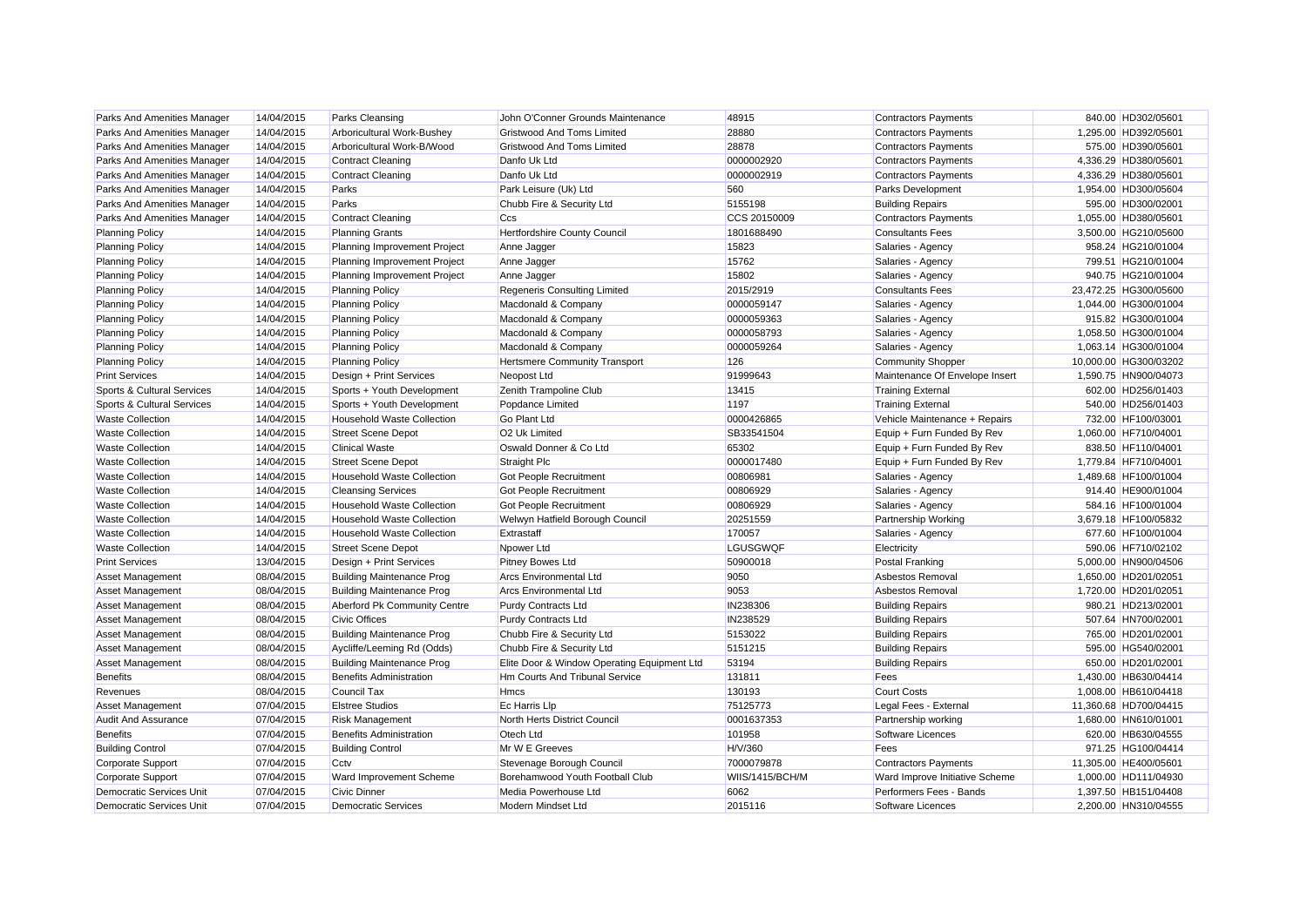| | | | | | | | |
|---|---|---|---|---|---|---|---|
| Parks And Amenities Manager | 14/04/2015 | Parks Cleansing | John O'Conner Grounds Maintenance | 48915 | Contractors Payments | 840.00 | HD302/05601 |
| Parks And Amenities Manager | 14/04/2015 | Arboricultural Work-Bushey | Gristwood And Toms Limited | 28880 | Contractors Payments | 1,295.00 | HD392/05601 |
| Parks And Amenities Manager | 14/04/2015 | Arboricultural Work-B/Wood | Gristwood And Toms Limited | 28878 | Contractors Payments | 575.00 | HD390/05601 |
| Parks And Amenities Manager | 14/04/2015 | Contract Cleaning | Danfo Uk Ltd | 0000002920 | Contractors Payments | 4,336.29 | HD380/05601 |
| Parks And Amenities Manager | 14/04/2015 | Contract Cleaning | Danfo Uk Ltd | 0000002919 | Contractors Payments | 4,336.29 | HD380/05601 |
| Parks And Amenities Manager | 14/04/2015 | Parks | Park Leisure (Uk) Ltd | 560 | Parks Development | 1,954.00 | HD300/05604 |
| Parks And Amenities Manager | 14/04/2015 | Parks | Chubb Fire & Security Ltd | 5155198 | Building Repairs | 595.00 | HD300/02001 |
| Parks And Amenities Manager | 14/04/2015 | Contract Cleaning | Ccs | CCS 20150009 | Contractors Payments | 1,055.00 | HD380/05601 |
| Planning Policy | 14/04/2015 | Planning Grants | Hertfordshire County Council | 1801688490 | Consultants Fees | 3,500.00 | HG210/05600 |
| Planning Policy | 14/04/2015 | Planning Improvement Project | Anne Jagger | 15823 | Salaries - Agency | 958.24 | HG210/01004 |
| Planning Policy | 14/04/2015 | Planning Improvement Project | Anne Jagger | 15762 | Salaries - Agency | 799.51 | HG210/01004 |
| Planning Policy | 14/04/2015 | Planning Improvement Project | Anne Jagger | 15802 | Salaries - Agency | 940.75 | HG210/01004 |
| Planning Policy | 14/04/2015 | Planning Policy | Regeneris Consulting Limited | 2015/2919 | Consultants Fees | 23,472.25 | HG300/05600 |
| Planning Policy | 14/04/2015 | Planning Policy | Macdonald & Company | 0000059147 | Salaries - Agency | 1,044.00 | HG300/01004 |
| Planning Policy | 14/04/2015 | Planning Policy | Macdonald & Company | 0000059363 | Salaries - Agency | 915.82 | HG300/01004 |
| Planning Policy | 14/04/2015 | Planning Policy | Macdonald & Company | 0000058793 | Salaries - Agency | 1,058.50 | HG300/01004 |
| Planning Policy | 14/04/2015 | Planning Policy | Macdonald & Company | 0000059264 | Salaries - Agency | 1,063.14 | HG300/01004 |
| Planning Policy | 14/04/2015 | Planning Policy | Hertsmere Community Transport | 126 | Community Shopper | 10,000.00 | HG300/03202 |
| Print Services | 14/04/2015 | Design + Print Services | Neopost Ltd | 91999643 | Maintenance Of Envelope Insert | 1,590.75 | HN900/04073 |
| Sports & Cultural Services | 14/04/2015 | Sports + Youth Development | Zenith Trampoline Club | 13415 | Training External | 602.00 | HD256/01403 |
| Sports & Cultural Services | 14/04/2015 | Sports + Youth Development | Popdance Limited | 1197 | Training External | 540.00 | HD256/01403 |
| Waste Collection | 14/04/2015 | Household Waste Collection | Go Plant Ltd | 0000426865 | Vehicle Maintenance + Repairs | 732.00 | HF100/03001 |
| Waste Collection | 14/04/2015 | Street Scene Depot | O2 Uk Limited | SB33541504 | Equip + Furn Funded By Rev | 1,060.00 | HF710/04001 |
| Waste Collection | 14/04/2015 | Clinical Waste | Oswald Donner & Co Ltd | 65302 | Equip + Furn Funded By Rev | 838.50 | HF110/04001 |
| Waste Collection | 14/04/2015 | Street Scene Depot | Straight Plc | 0000017480 | Equip + Furn Funded By Rev | 1,779.84 | HF710/04001 |
| Waste Collection | 14/04/2015 | Household Waste Collection | Got People Recruitment | 00806981 | Salaries - Agency | 1,489.68 | HF100/01004 |
| Waste Collection | 14/04/2015 | Cleansing Services | Got People Recruitment | 00806929 | Salaries - Agency | 914.40 | HE900/01004 |
| Waste Collection | 14/04/2015 | Household Waste Collection | Got People Recruitment | 00806929 | Salaries - Agency | 584.16 | HF100/01004 |
| Waste Collection | 14/04/2015 | Household Waste Collection | Welwyn Hatfield Borough Council | 20251559 | Partnership Working | 3,679.18 | HF100/05832 |
| Waste Collection | 14/04/2015 | Household Waste Collection | Extrastaff | 170057 | Salaries - Agency | 677.60 | HF100/01004 |
| Waste Collection | 14/04/2015 | Street Scene Depot | Npower Ltd | LGUSGWQF | Electricity | 590.06 | HF710/02102 |
| Print Services | 13/04/2015 | Design + Print Services | Pitney Bowes Ltd | 50900018 | Postal Franking | 5,000.00 | HN900/04506 |
| Asset Management | 08/04/2015 | Building Maintenance Prog | Arcs Environmental Ltd | 9050 | Asbestos Removal | 1,650.00 | HD201/02051 |
| Asset Management | 08/04/2015 | Building Maintenance Prog | Arcs Environmental Ltd | 9053 | Asbestos Removal | 1,720.00 | HD201/02051 |
| Asset Management | 08/04/2015 | Aberford Pk Community Centre | Purdy Contracts Ltd | IN238306 | Building Repairs | 980.21 | HD213/02001 |
| Asset Management | 08/04/2015 | Civic Offices | Purdy Contracts Ltd | IN238529 | Building Repairs | 507.64 | HN700/02001 |
| Asset Management | 08/04/2015 | Building Maintenance Prog | Chubb Fire & Security Ltd | 5153022 | Building Repairs | 765.00 | HD201/02001 |
| Asset Management | 08/04/2015 | Aycliffe/Leeming Rd (Odds) | Chubb Fire & Security Ltd | 5151215 | Building Repairs | 595.00 | HG540/02001 |
| Asset Management | 08/04/2015 | Building Maintenance Prog | Elite Door & Window Operating Equipment Ltd | 53194 | Building Repairs | 650.00 | HD201/02001 |
| Benefits | 08/04/2015 | Benefits Administration | Hm Courts And Tribunal Service | 131811 | Fees | 1,430.00 | HB630/04414 |
| Revenues | 08/04/2015 | Council Tax | Hmcs | 130193 | Court Costs | 1,008.00 | HB610/04418 |
| Asset Management | 07/04/2015 | Elstree Studios | Ec Harris Llp | 75125773 | Legal Fees - External | 11,360.68 | HD700/04415 |
| Audit And Assurance | 07/04/2015 | Risk Management | North Herts District Council | 0001637353 | Partnership working | 1,680.00 | HN610/01001 |
| Benefits | 07/04/2015 | Benefits Administration | Otech Ltd | 101958 | Software Licences | 620.00 | HB630/04555 |
| Building Control | 07/04/2015 | Building Control | Mr W E Greeves | H/V/360 | Fees | 971.25 | HG100/04414 |
| Corporate Support | 07/04/2015 | Cctv | Stevenage Borough Council | 7000079878 | Contractors Payments | 11,305.00 | HE400/05601 |
| Corporate Support | 07/04/2015 | Ward Improvement Scheme | Borehamwood Youth Football Club | WIIS/1415/BCH/M | Ward Improve Initiative Scheme | 1,000.00 | HD111/04930 |
| Democratic Services Unit | 07/04/2015 | Civic Dinner | Media Powerhouse Ltd | 6062 | Performers Fees - Bands | 1,397.50 | HB151/04408 |
| Democratic Services Unit | 07/04/2015 | Democratic Services | Modern Mindset Ltd | 2015116 | Software Licences | 2,200.00 | HN310/04555 |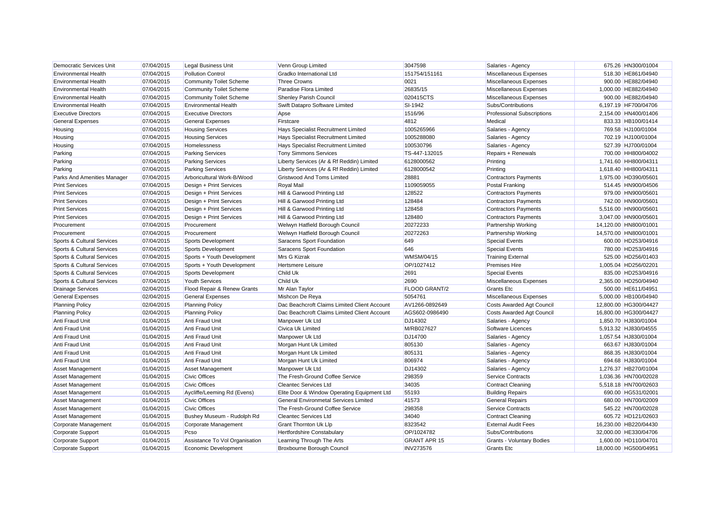| Democratic Services Unit | 07/04/2015 | Legal Business Unit | Venn Group Limited | 3047598 | Salaries - Agency | 675.26 | HN300/01004 |
|---|---|---|---|---|---|---|---|
| Environmental Health | 07/04/2015 | Pollution Control | Gradko International Ltd | 151754/151161 | Miscellaneous Expenses | 518.30 | HE861/04940 |
| Environmental Health | 07/04/2015 | Community Toilet Scheme | Three Crowns | 0021 | Miscellaneous Expenses | 900.00 | HE882/04940 |
| Environmental Health | 07/04/2015 | Community Toilet Scheme | Paradise Flora Limited | 26835/15 | Miscellaneous Expenses | 1,000.00 | HE882/04940 |
| Environmental Health | 07/04/2015 | Community Toilet Scheme | Shenley Parish Council | 020415CTS | Miscellaneous Expenses | 900.00 | HE882/04940 |
| Environmental Health | 07/04/2015 | Environmental Health | Swift Datapro Software Limited | SI-1942 | Subs/Contributions | 6,197.19 | HF700/04706 |
| Executive Directors | 07/04/2015 | Executive Directors | Apse | 1516/96 | Professional Subscriptions | 2,154.00 | HN400/01406 |
| General Expenses | 07/04/2015 | General Expenses | Firstcare | 4812 | Medical | 833.33 | HB100/01414 |
| Housing | 07/04/2015 | Housing Services | Hays Specialist Recruitment Limited | 1005265966 | Salaries - Agency | 769.58 | HJ100/01004 |
| Housing | 07/04/2015 | Housing Services | Hays Specialist Recruitment Limited | 1005288080 | Salaries - Agency | 702.19 | HJ100/01004 |
| Housing | 07/04/2015 | Homelessness | Hays Specialist Recruitment Limited | 100530796 | Salaries - Agency | 527.39 | HJ700/01004 |
| Parking | 07/04/2015 | Parking Services | Tony Simmons Services | TS-447-132015 | Repairs + Renewals | 700.00 | HH800/04002 |
| Parking | 07/04/2015 | Parking Services | Liberty Services (Ar & Rf Reddin) Limited | 6128000562 | Printing | 1,741.60 | HH800/04311 |
| Parking | 07/04/2015 | Parking Services | Liberty Services (Ar & Rf Reddin) Limited | 6128000542 | Printing | 1,618.40 | HH800/04311 |
| Parks And Amenities Manager | 07/04/2015 | Arboricultural Work-B/Wood | Gristwood And Toms Limited | 28881 | Contractors Payments | 1,975.00 | HD390/05601 |
| Print Services | 07/04/2015 | Design + Print Services | Royal Mail | 1109059055 | Postal Franking | 514.45 | HN900/04506 |
| Print Services | 07/04/2015 | Design + Print Services | Hill & Garwood Printing Ltd | 128522 | Contractors Payments | 979.00 | HN900/05601 |
| Print Services | 07/04/2015 | Design + Print Services | Hill & Garwood Printing Ltd | 128484 | Contractors Payments | 742.00 | HN900/05601 |
| Print Services | 07/04/2015 | Design + Print Services | Hill & Garwood Printing Ltd | 128458 | Contractors Payments | 5,516.00 | HN900/05601 |
| Print Services | 07/04/2015 | Design + Print Services | Hill & Garwood Printing Ltd | 128480 | Contractors Payments | 3,047.00 | HN900/05601 |
| Procurement | 07/04/2015 | Procurement | Welwyn Hatfield Borough Council | 20272233 | Partnership Working | 14,120.00 | HN800/01001 |
| Procurement | 07/04/2015 | Procurement | Welwyn Hatfield Borough Council | 20272263 | Partnership Working | 14,570.00 | HN800/01001 |
| Sports & Cultural Services | 07/04/2015 | Sports Development | Saracens Sport Foundation | 649 | Special Events | 600.00 | HD253/04916 |
| Sports & Cultural Services | 07/04/2015 | Sports Development | Saracens Sport Foundation | 646 | Special Events | 780.00 | HD253/04916 |
| Sports & Cultural Services | 07/04/2015 | Sports + Youth Development | Mrs G Kizrak | WMSM/04/15 | Training External | 525.00 | HD256/01403 |
| Sports & Cultural Services | 07/04/2015 | Sports + Youth Development | Hertsmere Leisure | OP/1027412 | Premises Hire | 1,005.04 | HD256/02201 |
| Sports & Cultural Services | 07/04/2015 | Sports Development | Child Uk | 2691 | Special Events | 835.00 | HD253/04916 |
| Sports & Cultural Services | 07/04/2015 | Youth Services | Child Uk | 2690 | Miscellaneous Expenses | 2,365.00 | HD250/04940 |
| Drainage Services | 02/04/2015 | Flood Repair & Renew Grants | Mr Alan Taylor | FLOOD GRANT/2 | Grants Etc | 500.00 | HE611/04951 |
| General Expenses | 02/04/2015 | General Expenses | Mishcon De Reya | 5054761 | Miscellaneous Expenses | 5,000.00 | HB100/04940 |
| Planning Policy | 02/04/2015 | Planning Policy | Dac Beachcroft Claims Limited Client Account | AV1266-0892649 | Costs Awarded Agt Council | 12,800.00 | HG300/04427 |
| Planning Policy | 02/04/2015 | Planning Policy | Dac Beachcroft Claims Limited Client Account | AGS602-0986490 | Costs Awarded Agt Council | 16,800.00 | HG300/04427 |
| Anti Fraud Unit | 01/04/2015 | Anti Fraud Unit | Manpower Uk Ltd | DJ14302 | Salaries - Agency | 1,850.70 | HJ830/01004 |
| Anti Fraud Unit | 01/04/2015 | Anti Fraud Unit | Civica Uk Limited | M/RB027627 | Software Licences | 5,913.32 | HJ830/04555 |
| Anti Fraud Unit | 01/04/2015 | Anti Fraud Unit | Manpower Uk Ltd | DJ14700 | Salaries - Agency | 1,057.54 | HJ830/01004 |
| Anti Fraud Unit | 01/04/2015 | Anti Fraud Unit | Morgan Hunt Uk Limited | 805130 | Salaries - Agency | 663.67 | HJ830/01004 |
| Anti Fraud Unit | 01/04/2015 | Anti Fraud Unit | Morgan Hunt Uk Limited | 805131 | Salaries - Agency | 868.35 | HJ830/01004 |
| Anti Fraud Unit | 01/04/2015 | Anti Fraud Unit | Morgan Hunt Uk Limited | 806974 | Salaries - Agency | 694.68 | HJ830/01004 |
| Asset Management | 01/04/2015 | Asset Management | Manpower Uk Ltd | DJ14302 | Salaries - Agency | 1,276.37 | HB270/01004 |
| Asset Management | 01/04/2015 | Civic Offices | The Fresh-Ground Coffee Service | 298359 | Service Contracts | 1,036.36 | HN700/02028 |
| Asset Management | 01/04/2015 | Civic Offices | Cleantec Services Ltd | 34035 | Contract Cleaning | 5,518.18 | HN700/02603 |
| Asset Management | 01/04/2015 | Aycliffe/Leeming Rd (Evens) | Elite Door & Window Operating Equipment Ltd | 55193 | Building Repairs | 690.00 | HG531/02001 |
| Asset Management | 01/04/2015 | Civic Offices | General Environmetal Services Limited | 41573 | General Repairs | 680.00 | HN700/02009 |
| Asset Management | 01/04/2015 | Civic Offices | The Fresh-Ground Coffee Service | 298358 | Service Contracts | 545.22 | HN700/02028 |
| Asset Management | 01/04/2015 | Bushey Museum - Rudolph Rd | Cleantec Services Ltd | 34040 | Contract Cleaning | 605.72 | HD121/02603 |
| Corporate Management | 01/04/2015 | Corporate Management | Grant Thornton Uk Llp | 8323542 | External Audit Fees | 16,230.00 | HB220/04430 |
| Corporate Support | 01/04/2015 | Pcso | Hertfordshire Constabulary | OP/1024782 | Subs/Contributions | 32,000.00 | HE330/04706 |
| Corporate Support | 01/04/2015 | Assistance To Vol Organisation | Learning Through The Arts | GRANT APR 15 | Grants - Voluntary Bodies | 1,600.00 | HD110/04701 |
| Corporate Support | 01/04/2015 | Economic Development | Broxbourne Borough Council | INV273576 | Grants Etc | 18,000.00 | HG500/04951 |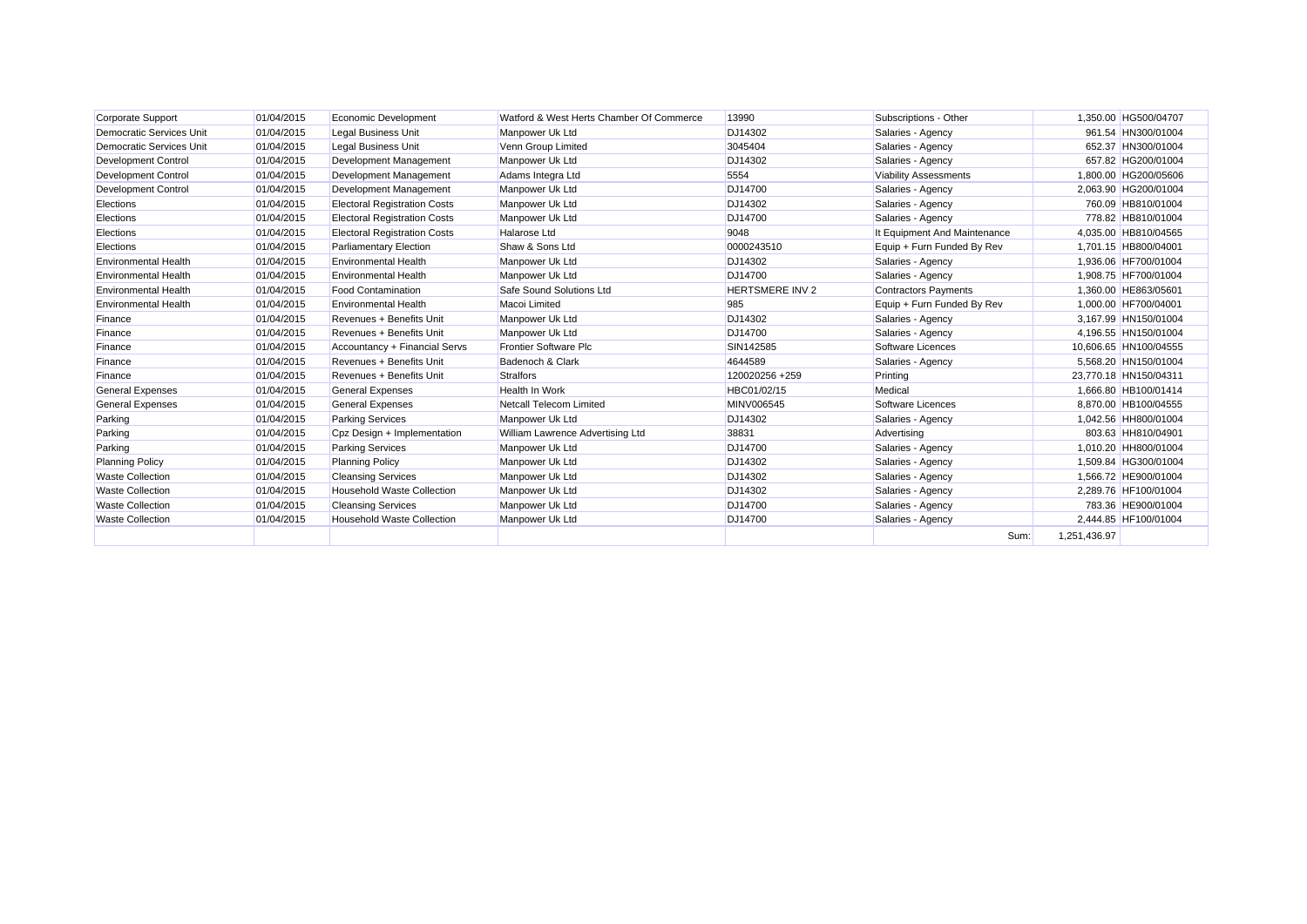| | | | | | | | |
|---|---|---|---|---|---|---|---|
| Corporate Support | 01/04/2015 | Economic Development | Watford & West Herts Chamber Of Commerce | 13990 | Subscriptions - Other | 1,350.00 | HG500/04707 |
| Democratic Services Unit | 01/04/2015 | Legal Business Unit | Manpower Uk Ltd | DJ14302 | Salaries - Agency | 961.54 | HN300/01004 |
| Democratic Services Unit | 01/04/2015 | Legal Business Unit | Venn Group Limited | 3045404 | Salaries - Agency | 652.37 | HN300/01004 |
| Development Control | 01/04/2015 | Development Management | Manpower Uk Ltd | DJ14302 | Salaries - Agency | 657.82 | HG200/01004 |
| Development Control | 01/04/2015 | Development Management | Adams Integra Ltd | 5554 | Viability Assessments | 1,800.00 | HG200/05606 |
| Development Control | 01/04/2015 | Development Management | Manpower Uk Ltd | DJ14700 | Salaries - Agency | 2,063.90 | HG200/01004 |
| Elections | 01/04/2015 | Electoral Registration Costs | Manpower Uk Ltd | DJ14302 | Salaries - Agency | 760.09 | HB810/01004 |
| Elections | 01/04/2015 | Electoral Registration Costs | Manpower Uk Ltd | DJ14700 | Salaries - Agency | 778.82 | HB810/01004 |
| Elections | 01/04/2015 | Electoral Registration Costs | Halarose Ltd | 9048 | It Equipment And Maintenance | 4,035.00 | HB810/04565 |
| Elections | 01/04/2015 | Parliamentary Election | Shaw & Sons Ltd | 0000243510 | Equip + Furn Funded By Rev | 1,701.15 | HB800/04001 |
| Environmental Health | 01/04/2015 | Environmental Health | Manpower Uk Ltd | DJ14302 | Salaries - Agency | 1,936.06 | HF700/01004 |
| Environmental Health | 01/04/2015 | Environmental Health | Manpower Uk Ltd | DJ14700 | Salaries - Agency | 1,908.75 | HF700/01004 |
| Environmental Health | 01/04/2015 | Food Contamination | Safe Sound Solutions Ltd | HERTSMERE INV 2 | Contractors Payments | 1,360.00 | HE863/05601 |
| Environmental Health | 01/04/2015 | Environmental Health | Macoi Limited | 985 | Equip + Furn Funded By Rev | 1,000.00 | HF700/04001 |
| Finance | 01/04/2015 | Revenues + Benefits Unit | Manpower Uk Ltd | DJ14302 | Salaries - Agency | 3,167.99 | HN150/01004 |
| Finance | 01/04/2015 | Revenues + Benefits Unit | Manpower Uk Ltd | DJ14700 | Salaries - Agency | 4,196.55 | HN150/01004 |
| Finance | 01/04/2015 | Accountancy + Financial Servs | Frontier Software Plc | SIN142585 | Software Licences | 10,606.65 | HN100/04555 |
| Finance | 01/04/2015 | Revenues + Benefits Unit | Badenoch & Clark | 4644589 | Salaries - Agency | 5,568.20 | HN150/01004 |
| Finance | 01/04/2015 | Revenues + Benefits Unit | Stralfors | 120020256 +259 | Printing | 23,770.18 | HN150/04311 |
| General Expenses | 01/04/2015 | General Expenses | Health In Work | HBC01/02/15 | Medical | 1,666.80 | HB100/01414 |
| General Expenses | 01/04/2015 | General Expenses | Netcall Telecom Limited | MINV006545 | Software Licences | 8,870.00 | HB100/04555 |
| Parking | 01/04/2015 | Parking Services | Manpower Uk Ltd | DJ14302 | Salaries - Agency | 1,042.56 | HH800/01004 |
| Parking | 01/04/2015 | Cpz Design + Implementation | William Lawrence Advertising Ltd | 38831 | Advertising | 803.63 | HH810/04901 |
| Parking | 01/04/2015 | Parking Services | Manpower Uk Ltd | DJ14700 | Salaries - Agency | 1,010.20 | HH800/01004 |
| Planning Policy | 01/04/2015 | Planning Policy | Manpower Uk Ltd | DJ14302 | Salaries - Agency | 1,509.84 | HG300/01004 |
| Waste Collection | 01/04/2015 | Cleansing Services | Manpower Uk Ltd | DJ14302 | Salaries - Agency | 1,566.72 | HE900/01004 |
| Waste Collection | 01/04/2015 | Household Waste Collection | Manpower Uk Ltd | DJ14302 | Salaries - Agency | 2,289.76 | HF100/01004 |
| Waste Collection | 01/04/2015 | Cleansing Services | Manpower Uk Ltd | DJ14700 | Salaries - Agency | 783.36 | HE900/01004 |
| Waste Collection | 01/04/2015 | Household Waste Collection | Manpower Uk Ltd | DJ14700 | Salaries - Agency | 2,444.85 | HF100/01004 |
| | | | | | Sum: | 1,251,436.97 | |